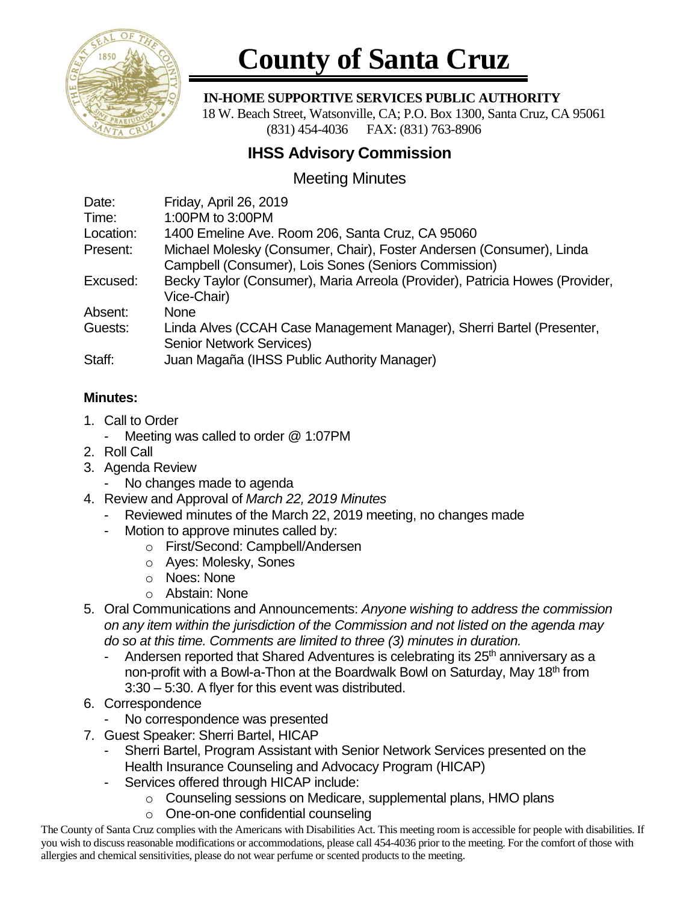# County of Santa Cruz

**IN-HOME SUPPORTIVE SERVICES PUBLIC AUTHORITY**
18 W. Beach Street, Watsonville, CA; P.O. Box 1300, Santa Cruz, CA 95061
(831) 454-4036 FAX: (831) 763-8906

## IHSS Advisory Commission

### Meeting Minutes

| | |
|---|---|
| Date: | Friday, April 26, 2019 |
| Time: | 1:00PM to 3:00PM |
| Location: | 1400 Emeline Ave. Room 206, Santa Cruz, CA 95060 |
| Present: | Michael Molesky (Consumer, Chair), Foster Andersen (Consumer), Linda Campbell (Consumer), Lois Sones (Seniors Commission) |
| Excused: | Becky Taylor (Consumer), Maria Arreola (Provider), Patricia Howes (Provider, Vice-Chair) |
| Absent: | None |
| Guests: | Linda Alves (CCAH Case Management Manager), Sherri Bartel (Presenter, Senior Network Services) |
| Staff: | Juan Magaña (IHSS Public Authority Manager) |

**Minutes:**

1. Call to Order
   - Meeting was called to order @ 1:07PM
2. Roll Call
3. Agenda Review
   - No changes made to agenda
4. Review and Approval of *March 22, 2019 Minutes*
   - Reviewed minutes of the March 22, 2019 meeting, no changes made
   - Motion to approve minutes called by:
     - First/Second: Campbell/Andersen
     - Ayes: Molesky, Sones
     - Noes: None
     - Abstain: None
5. Oral Communications and Announcements: *Anyone wishing to address the commission on any item within the jurisdiction of the Commission and not listed on the agenda may do so at this time. Comments are limited to three (3) minutes in duration.*
   - Andersen reported that Shared Adventures is celebrating its 25th anniversary as a non-profit with a Bowl-a-Thon at the Boardwalk Bowl on Saturday, May 18th from 3:30 – 5:30. A flyer for this event was distributed.
6. Correspondence
   - No correspondence was presented
7. Guest Speaker: Sherri Bartel, HICAP
   - Sherri Bartel, Program Assistant with Senior Network Services presented on the Health Insurance Counseling and Advocacy Program (HICAP)
   - Services offered through HICAP include:
     - Counseling sessions on Medicare, supplemental plans, HMO plans
     - One-on-one confidential counseling

The County of Santa Cruz complies with the Americans with Disabilities Act. This meeting room is accessible for people with disabilities. If you wish to discuss reasonable modifications or accommodations, please call 454-4036 prior to the meeting. For the comfort of those with allergies and chemical sensitivities, please do not wear perfume or scented products to the meeting.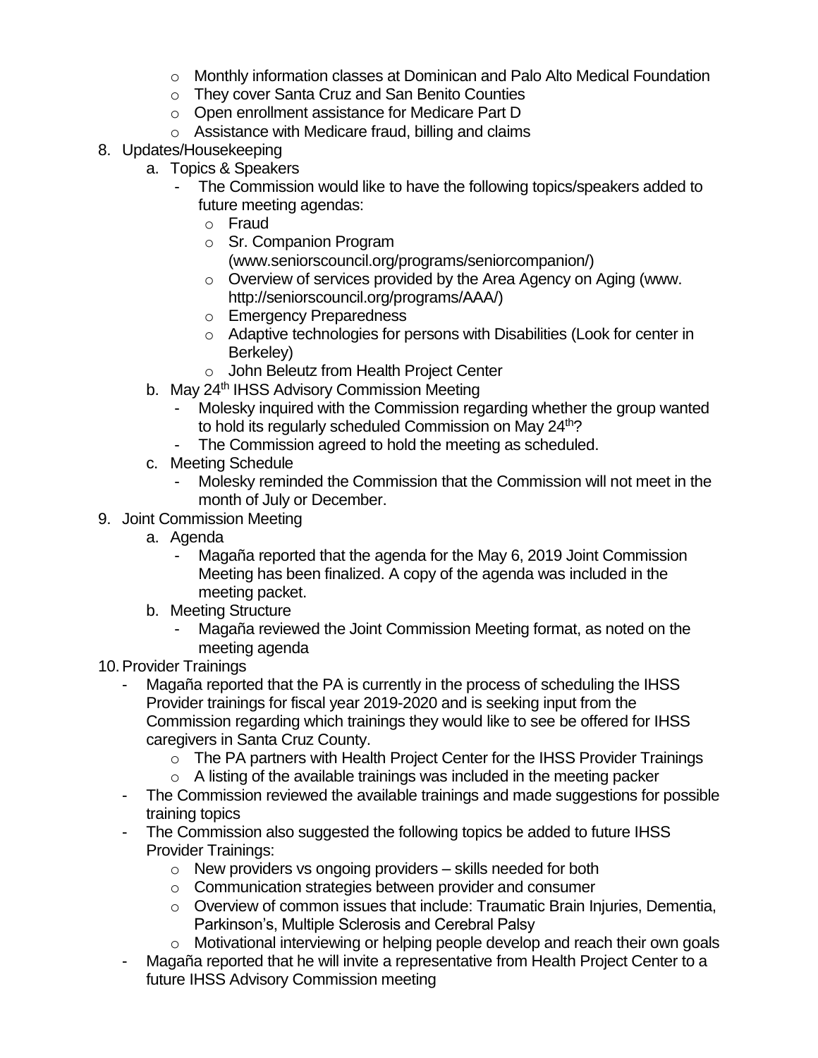- Monthly information classes at Dominican and Palo Alto Medical Foundation
  - They cover Santa Cruz and San Benito Counties
  - Open enrollment assistance for Medicare Part D
  - Assistance with Medicare fraud, billing and claims

8. Updates/Housekeeping
   a. Topics & Speakers
      - The Commission would like to have the following topics/speakers added to future meeting agendas:
        - Fraud
        - Sr. Companion Program (www.seniorscouncil.org/programs/seniorcompanion/)
        - Overview of services provided by the Area Agency on Aging (www. http://seniorscouncil.org/programs/AAA/)
        - Emergency Preparedness
        - Adaptive technologies for persons with Disabilities (Look for center in Berkeley)
        - John Beleutz from Health Project Center

   b. May 24th IHSS Advisory Commission Meeting
      - Molesky inquired with the Commission regarding whether the group wanted to hold its regularly scheduled Commission on May 24th?
      - The Commission agreed to hold the meeting as scheduled.

   c. Meeting Schedule
      - Molesky reminded the Commission that the Commission will not meet in the month of July or December.

9. Joint Commission Meeting
   a. Agenda
      - Magaña reported that the agenda for the May 6, 2019 Joint Commission Meeting has been finalized. A copy of the agenda was included in the meeting packet.

   b. Meeting Structure
      - Magaña reviewed the Joint Commission Meeting format, as noted on the meeting agenda

10. Provider Trainings
    - Magaña reported that the PA is currently in the process of scheduling the IHSS Provider trainings for fiscal year 2019-2020 and is seeking input from the Commission regarding which trainings they would like to see be offered for IHSS caregivers in Santa Cruz County.
      - The PA partners with Health Project Center for the IHSS Provider Trainings
      - A listing of the available trainings was included in the meeting packer
    - The Commission reviewed the available trainings and made suggestions for possible training topics
    - The Commission also suggested the following topics be added to future IHSS Provider Trainings:
      - New providers vs ongoing providers – skills needed for both
      - Communication strategies between provider and consumer
      - Overview of common issues that include: Traumatic Brain Injuries, Dementia, Parkinson's, Multiple Sclerosis and Cerebral Palsy
      - Motivational interviewing or helping people develop and reach their own goals
    - Magaña reported that he will invite a representative from Health Project Center to a future IHSS Advisory Commission meeting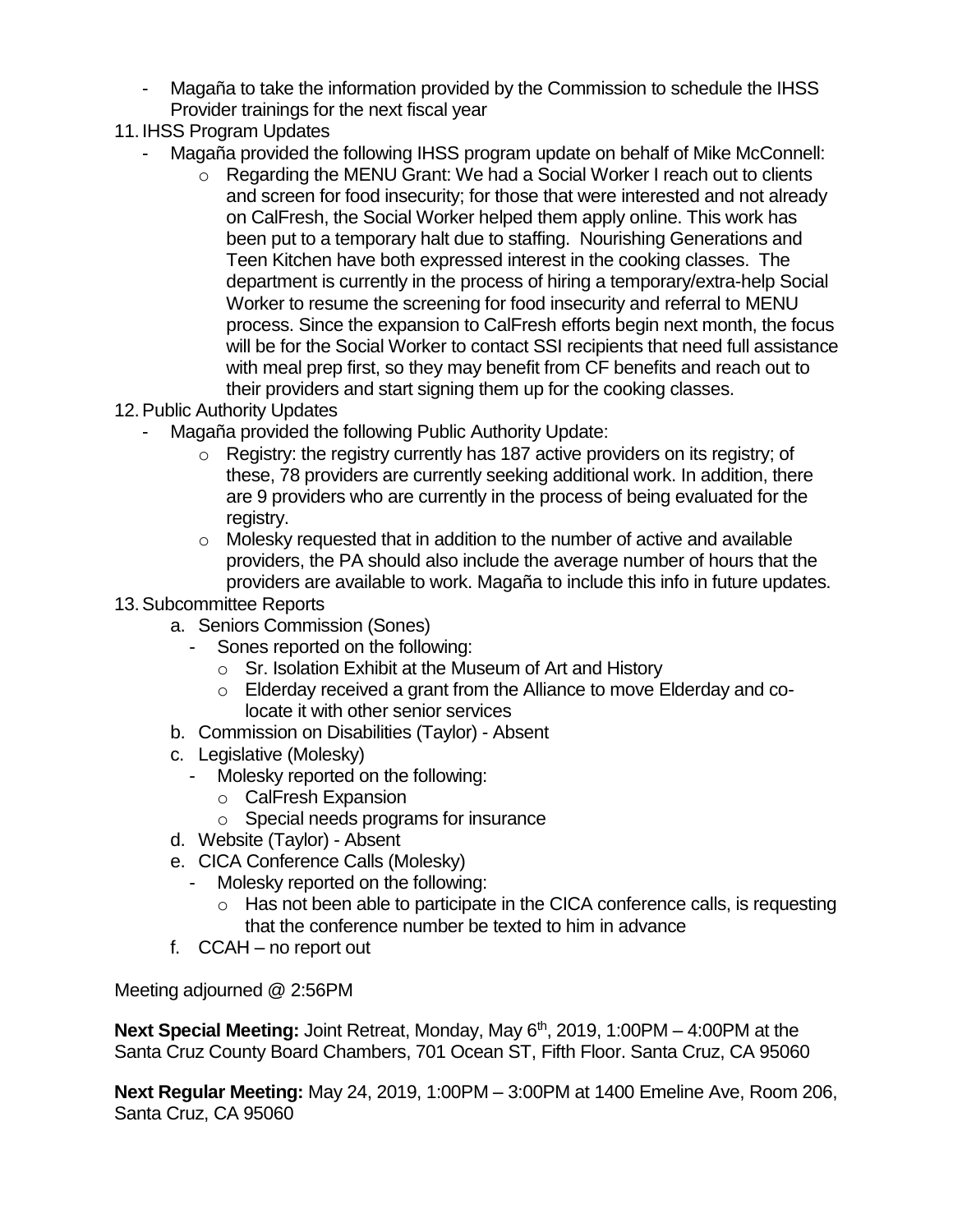- Magaña to take the information provided by the Commission to schedule the IHSS Provider trainings for the next fiscal year

11. IHSS Program Updates
    - Magaña provided the following IHSS program update on behalf of Mike McConnell:
        - Regarding the MENU Grant: We had a Social Worker I reach out to clients and screen for food insecurity; for those that were interested and not already on CalFresh, the Social Worker helped them apply online. This work has been put to a temporary halt due to staffing. Nourishing Generations and Teen Kitchen have both expressed interest in the cooking classes. The department is currently in the process of hiring a temporary/extra-help Social Worker to resume the screening for food insecurity and referral to MENU process. Since the expansion to CalFresh efforts begin next month, the focus will be for the Social Worker to contact SSI recipients that need full assistance with meal prep first, so they may benefit from CF benefits and reach out to their providers and start signing them up for the cooking classes.

12. Public Authority Updates
    - Magaña provided the following Public Authority Update:
        - Registry: the registry currently has 187 active providers on its registry; of these, 78 providers are currently seeking additional work. In addition, there are 9 providers who are currently in the process of being evaluated for the registry.
        - Molesky requested that in addition to the number of active and available providers, the PA should also include the average number of hours that the providers are available to work. Magaña to include this info in future updates.

13. Subcommittee Reports
    a. Seniors Commission (Sones)
        - Sones reported on the following:
            - Sr. Isolation Exhibit at the Museum of Art and History
            - Elderday received a grant from the Alliance to move Elderday and co-locate it with other senior services

    b. Commission on Disabilities (Taylor) - Absent

    c. Legislative (Molesky)
        - Molesky reported on the following:
            - CalFresh Expansion
            - Special needs programs for insurance

    d. Website (Taylor) - Absent

    e. CICA Conference Calls (Molesky)
        - Molesky reported on the following:
            - Has not been able to participate in the CICA conference calls, is requesting that the conference number be texted to him in advance

    f. CCAH – no report out

Meeting adjourned @ 2:56PM

**Next Special Meeting:** Joint Retreat, Monday, May 6th, 2019, 1:00PM – 4:00PM at the Santa Cruz County Board Chambers, 701 Ocean ST, Fifth Floor. Santa Cruz, CA 95060

**Next Regular Meeting:** May 24, 2019, 1:00PM – 3:00PM at 1400 Emeline Ave, Room 206, Santa Cruz, CA 95060